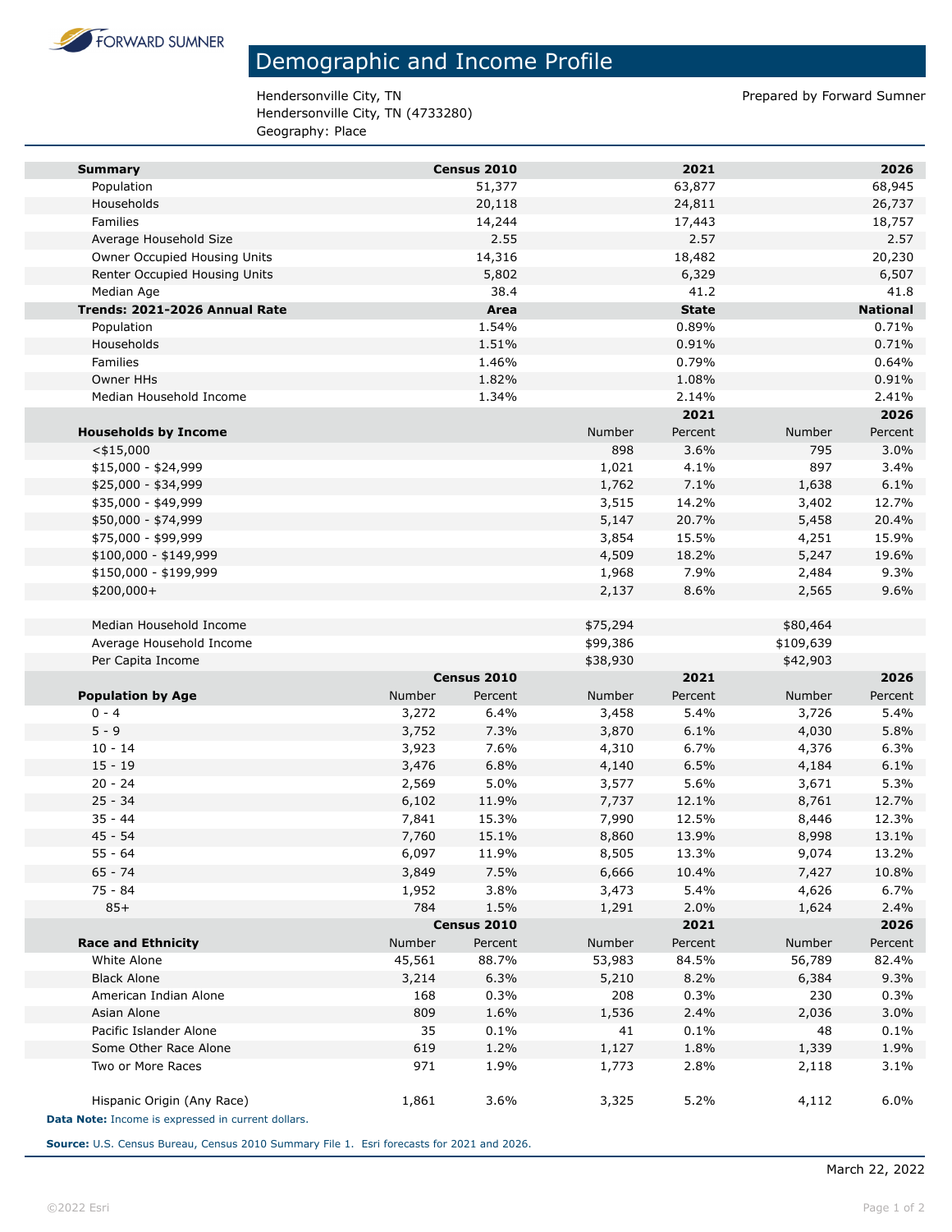FORWARD SUMNER

# Demographic and Income Profile

Hendersonville City, TN
Hendersonville City, TN (4733280)
Geography: Place

Prepared by Forward Sumner

| **Summary** | | **Census 2010** | | **2021** | | **2026** |
|---|---|---|---|---|---|---|
| Population | | 51,377 | | 63,877 | | 68,945 |
| Households | | 20,118 | | 24,811 | | 26,737 |
| Families | | 14,244 | | 17,443 | | 18,757 |
| Average Household Size | | 2.55 | | 2.57 | | 2.57 |
| Owner Occupied Housing Units | | 14,316 | | 18,482 | | 20,230 |
| Renter Occupied Housing Units | | 5,802 | | 6,329 | | 6,507 |
| Median Age | | 38.4 | | 41.2 | | 41.8 |
| **Trends: 2021-2026 Annual Rate** | | **Area** | | **State** | | **National** |
| Population | | 1.54% | | 0.89% | | 0.71% |
| Households | | 1.51% | | 0.91% | | 0.71% |
| Families | | 1.46% | | 0.79% | | 0.64% |
| Owner HHs | | 1.82% | | 1.08% | | 0.91% |
| Median Household Income | | 1.34% | | 2.14% | | 2.41% |

| | 2021 | | 2026 | |
|---|---|---|---|---|
| **Households by Income** | Number | Percent | Number | Percent |
| <$15,000 | 898 | 3.6% | 795 | 3.0% |
| $15,000 - $24,999 | 1,021 | 4.1% | 897 | 3.4% |
| $25,000 - $34,999 | 1,762 | 7.1% | 1,638 | 6.1% |
| $35,000 - $49,999 | 3,515 | 14.2% | 3,402 | 12.7% |
| $50,000 - $74,999 | 5,147 | 20.7% | 5,458 | 20.4% |
| $75,000 - $99,999 | 3,854 | 15.5% | 4,251 | 15.9% |
| $100,000 - $149,999 | 4,509 | 18.2% | 5,247 | 19.6% |
| $150,000 - $199,999 | 1,968 | 7.9% | 2,484 | 9.3% |
| $200,000+ | 2,137 | 8.6% | 2,565 | 9.6% |
| | | | | |
| Median Household Income | $75,294 | | $80,464 | |
| Average Household Income | $99,386 | | $109,639 | |
| Per Capita Income | $38,930 | | $42,903 | |

| | Census 2010 | | 2021 | | 2026 | |
|---|---|---|---|---|---|---|
| **Population by Age** | Number | Percent | Number | Percent | Number | Percent |
| 0 - 4 | 3,272 | 6.4% | 3,458 | 5.4% | 3,726 | 5.4% |
| 5 - 9 | 3,752 | 7.3% | 3,870 | 6.1% | 4,030 | 5.8% |
| 10 - 14 | 3,923 | 7.6% | 4,310 | 6.7% | 4,376 | 6.3% |
| 15 - 19 | 3,476 | 6.8% | 4,140 | 6.5% | 4,184 | 6.1% |
| 20 - 24 | 2,569 | 5.0% | 3,577 | 5.6% | 3,671 | 5.3% |
| 25 - 34 | 6,102 | 11.9% | 7,737 | 12.1% | 8,761 | 12.7% |
| 35 - 44 | 7,841 | 15.3% | 7,990 | 12.5% | 8,446 | 12.3% |
| 45 - 54 | 7,760 | 15.1% | 8,860 | 13.9% | 8,998 | 13.1% |
| 55 - 64 | 6,097 | 11.9% | 8,505 | 13.3% | 9,074 | 13.2% |
| 65 - 74 | 3,849 | 7.5% | 6,666 | 10.4% | 7,427 | 10.8% |
| 75 - 84 | 1,952 | 3.8% | 3,473 | 5.4% | 4,626 | 6.7% |
| 85+ | 784 | 1.5% | 1,291 | 2.0% | 1,624 | 2.4% |

| | Census 2010 | | 2021 | | 2026 | |
|---|---|---|---|---|---|---|
| **Race and Ethnicity** | Number | Percent | Number | Percent | Number | Percent |
| White Alone | 45,561 | 88.7% | 53,983 | 84.5% | 56,789 | 82.4% |
| Black Alone | 3,214 | 6.3% | 5,210 | 8.2% | 6,384 | 9.3% |
| American Indian Alone | 168 | 0.3% | 208 | 0.3% | 230 | 0.3% |
| Asian Alone | 809 | 1.6% | 1,536 | 2.4% | 2,036 | 3.0% |
| Pacific Islander Alone | 35 | 0.1% | 41 | 0.1% | 48 | 0.1% |
| Some Other Race Alone | 619 | 1.2% | 1,127 | 1.8% | 1,339 | 1.9% |
| Two or More Races | 971 | 1.9% | 1,773 | 2.8% | 2,118 | 3.1% |
| | | | | | | |
| Hispanic Origin (Any Race) | 1,861 | 3.6% | 3,325 | 5.2% | 4,112 | 6.0% |

**Data Note:** Income is expressed in current dollars.

**Source:** U.S. Census Bureau, Census 2010 Summary File 1. Esri forecasts for 2021 and 2026.

March 22, 2022

©2022 Esri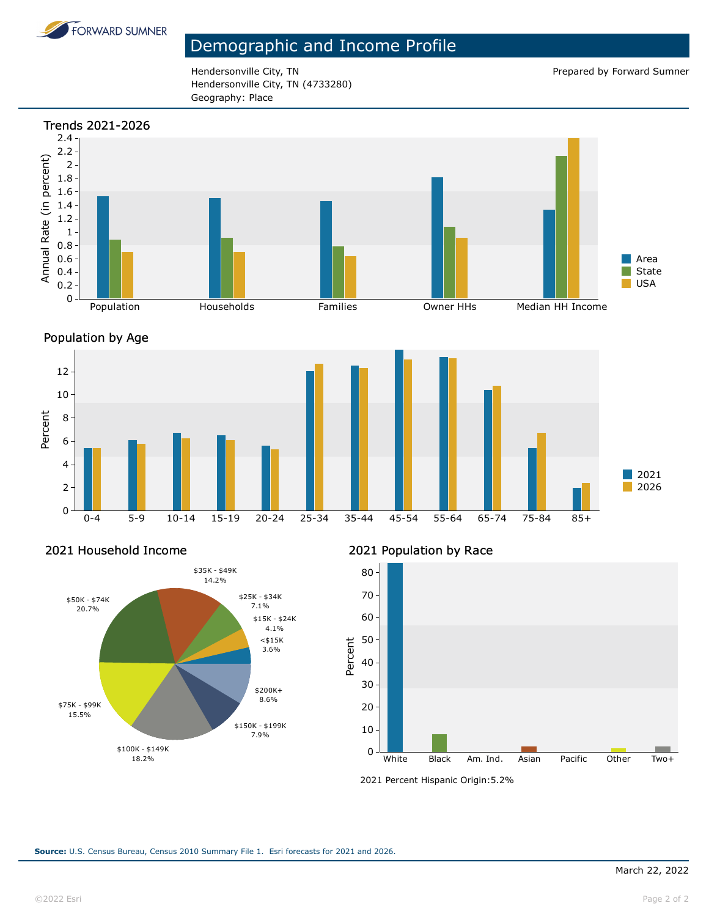# Demographic and Income Profile

Hendersonville City, TN
Hendersonville City, TN (4733280)
Geography: Place

Prepared by Forward Sumner

## Trends 2021-2026

Annual Rate (in percent)

2.4
2.2
2
1.8
1.6
1.4
1.2
1
0.8
0.6
0.4
0.2
0

Population
Households
Families
Owner HHs
Median HH Income

Area
State
USA

## Population by Age

Percent

12
10
8
6
4
2
0

0-4
5-9
10-14
15-19
20-24
25-34
35-44
45-54
55-64
65-74
75-84
85+

2021
2026

## 2021 Household Income

$35K - $49K 14.2%
$25K - $34K 7.1%
$15K - $24K 4.1%
<$15K 3.6%
$200K+ 8.6%
$150K - $199K 7.9%
$100K - $149K 18.2%
$75K - $99K 15.5%
$50K - $74K 20.7%

## 2021 Population by Race

Percent

80
70
60
50
40
30
20
10
0

White
Black
Am. Ind.
Asian
Pacific
Other
Two+

2021 Percent Hispanic Origin:5.2%

**Source:** U.S. Census Bureau, Census 2010 Summary File 1. Esri forecasts for 2021 and 2026.

March 22, 2022

©2022 Esri